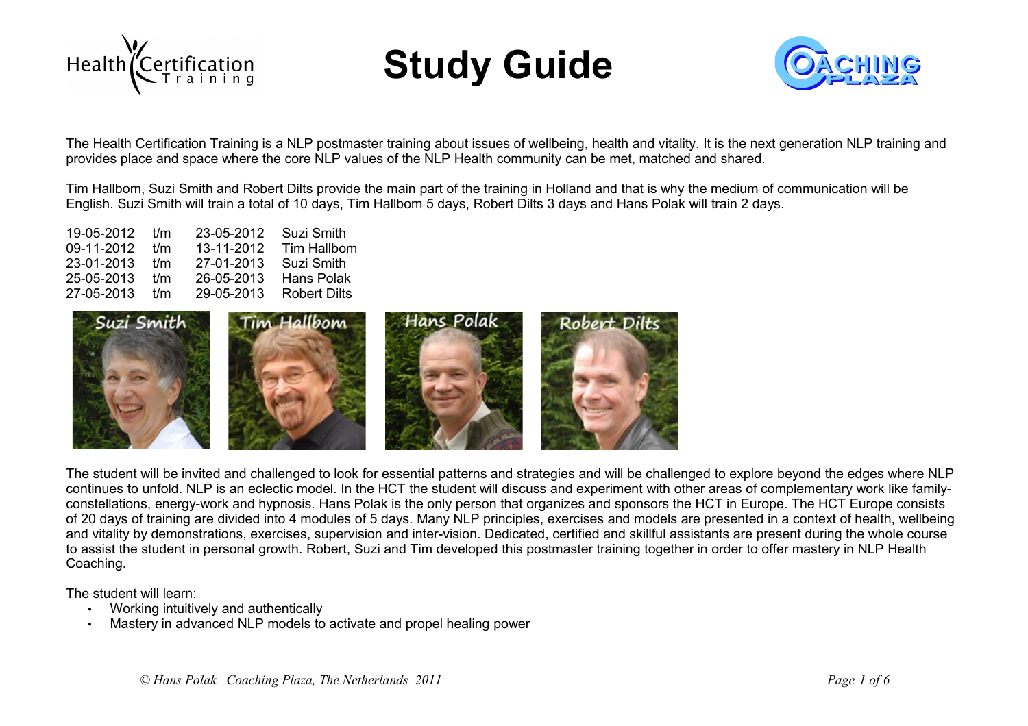# Study Guide

The Health Certification Training is a NLP postmaster training about issues of wellbeing, health and vitality. It is the next generation NLP training and provides place and space where the core NLP values of the NLP Health community can be met, matched and shared.

Tim Hallbom, Suzi Smith and Robert Dilts provide the main part of the training in Holland and that is why the medium of communication will be English. Suzi Smith will train a total of 10 days, Tim Hallbom 5 days, Robert Dilts 3 days and Hans Polak will train 2 days.

| | | | |
|---|---|---|---|
| 19-05-2012 | t/m | 23-05-2012 | Suzi Smith |
| 09-11-2012 | t/m | 13-11-2012 | Tim Hallbom |
| 23-01-2013 | t/m | 27-01-2013 | Suzi Smith |
| 25-05-2013 | t/m | 26-05-2013 | Hans Polak |
| 27-05-2013 | t/m | 29-05-2013 | Robert Dilts |

Suzi Smith Tim Hallbom Hans Polak Robert Dilts

The student will be invited and challenged to look for essential patterns and strategies and will be challenged to explore beyond the edges where NLP continues to unfold. NLP is an eclectic model. In the HCT the student will discuss and experiment with other areas of complementary work like family-constellations, energy-work and hypnosis. Hans Polak is the only person that organizes and sponsors the HCT in Europe. The HCT Europe consists of 20 days of training are divided into 4 modules of 5 days. Many NLP principles, exercises and models are presented in a context of health, wellbeing and vitality by demonstrations, exercises, supervision and inter-vision. Dedicated, certified and skillful assistants are present during the whole course to assist the student in personal growth. Robert, Suzi and Tim developed this postmaster training together in order to offer mastery in NLP Health Coaching.

The student will learn:

- Working intuitively and authentically
- Mastery in advanced NLP models to activate and propel healing power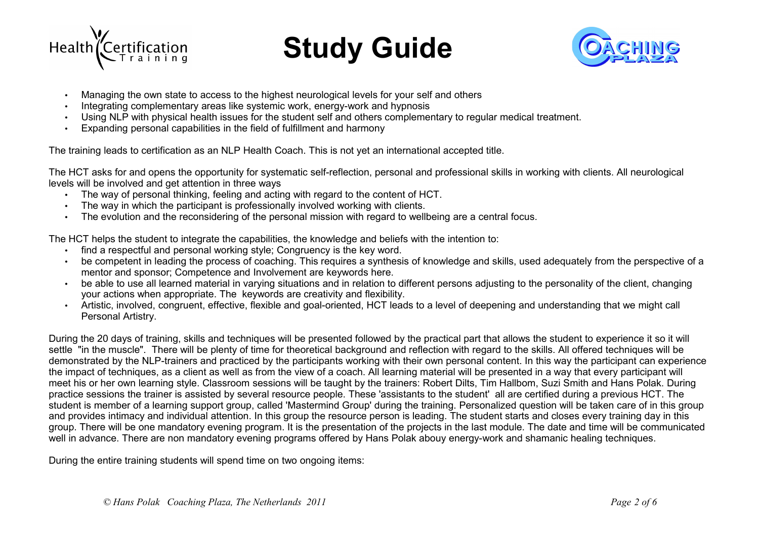- Managing the own state to access to the highest neurological levels for your self and others
- Integrating complementary areas like systemic work, energy-work and hypnosis
- Using NLP with physical health issues for the student self and others complementary to regular medical treatment.
- Expanding personal capabilities in the field of fulfillment and harmony

The training leads to certification as an NLP Health Coach. This is not yet an international accepted title.

The HCT asks for and opens the opportunity for systematic self-reflection, personal and professional skills in working with clients. All neurological levels will be involved and get attention in three ways

- The way of personal thinking, feeling and acting with regard to the content of HCT.
- The way in which the participant is professionally involved working with clients.
- The evolution and the reconsidering of the personal mission with regard to wellbeing are a central focus.

The HCT helps the student to integrate the capabilities, the knowledge and beliefs with the intention to:

- find a respectful and personal working style; Congruency is the key word.
- be competent in leading the process of coaching. This requires a synthesis of knowledge and skills, used adequately from the perspective of a mentor and sponsor; Competence and Involvement are keywords here.
- be able to use all learned material in varying situations and in relation to different persons adjusting to the personality of the client, changing your actions when appropriate. The keywords are creativity and flexibility.
- Artistic, involved, congruent, effective, flexible and goal-oriented, HCT leads to a level of deepening and understanding that we might call Personal Artistry.

During the 20 days of training, skills and techniques will be presented followed by the practical part that allows the student to experience it so it will settle "in the muscle". There will be plenty of time for theoretical background and reflection with regard to the skills. All offered techniques will be demonstrated by the NLP-trainers and practiced by the participants working with their own personal content. In this way the participant can experience the impact of techniques, as a client as well as from the view of a coach. All learning material will be presented in a way that every participant will meet his or her own learning style. Classroom sessions will be taught by the trainers: Robert Dilts, Tim Hallbom, Suzi Smith and Hans Polak. During practice sessions the trainer is assisted by several resource people. These 'assistants to the student' all are certified during a previous HCT. The student is member of a learning support group, called 'Mastermind Group' during the training. Personalized question will be taken care of in this group and provides intimacy and individual attention. In this group the resource person is leading. The student starts and closes every training day in this group. There will be one mandatory evening program. It is the presentation of the projects in the last module. The date and time will be communicated well in advance. There are non mandatory evening programs offered by Hans Polak abouy energy-work and shamanic healing techniques.

During the entire training students will spend time on two ongoing items: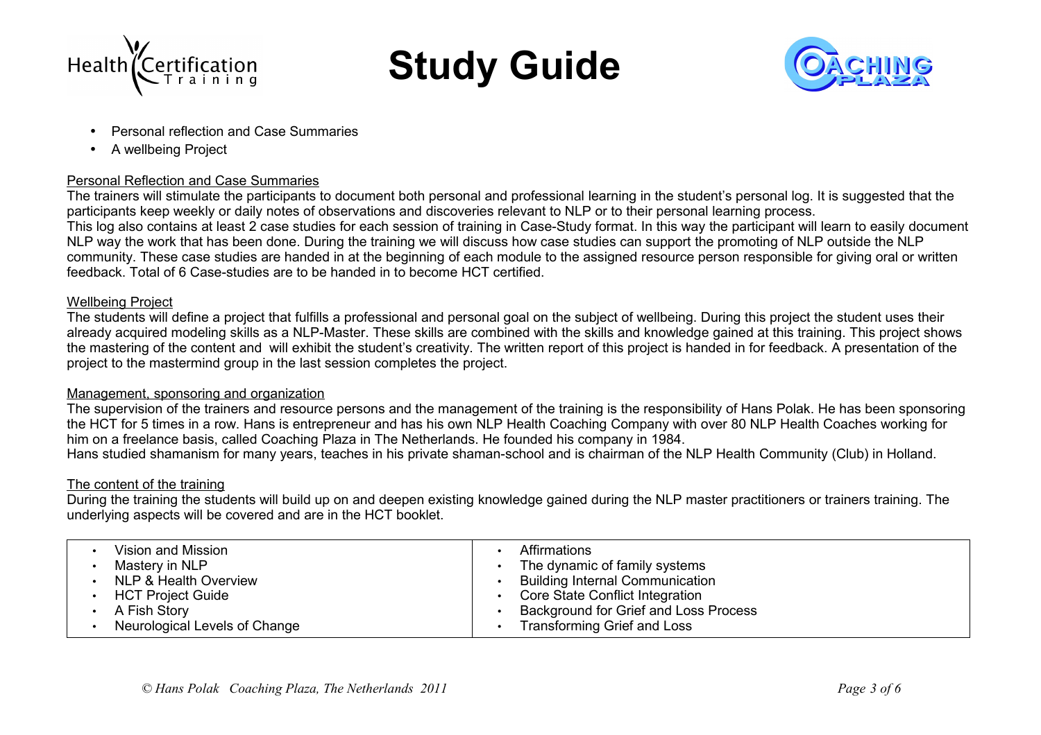# Study Guide

- Personal reflection and Case Summaries
- A wellbeing Project

### Personal Reflection and Case Summaries

The trainers will stimulate the participants to document both personal and professional learning in the student's personal log. It is suggested that the participants keep weekly or daily notes of observations and discoveries relevant to NLP or to their personal learning process.
This log also contains at least 2 case studies for each session of training in Case-Study format. In this way the participant will learn to easily document NLP way the work that has been done. During the training we will discuss how case studies can support the promoting of NLP outside the NLP community. These case studies are handed in at the beginning of each module to the assigned resource person responsible for giving oral or written feedback. Total of 6 Case-studies are to be handed in to become HCT certified.

### Wellbeing Project

The students will define a project that fulfills a professional and personal goal on the subject of wellbeing. During this project the student uses their already acquired modeling skills as a NLP-Master. These skills are combined with the skills and knowledge gained at this training. This project shows the mastering of the content and will exhibit the student's creativity. The written report of this project is handed in for feedback. A presentation of the project to the mastermind group in the last session completes the project.

### Management, sponsoring and organization

The supervision of the trainers and resource persons and the management of the training is the responsibility of Hans Polak. He has been sponsoring the HCT for 5 times in a row. Hans is entrepreneur and has his own NLP Health Coaching Company with over 80 NLP Health Coaches working for him on a freelance basis, called Coaching Plaza in The Netherlands. He founded his company in 1984.
Hans studied shamanism for many years, teaches in his private shaman-school and is chairman of the NLP Health Community (Club) in Holland.

### The content of the training

During the training the students will build up on and deepen existing knowledge gained during the NLP master practitioners or trainers training. The underlying aspects will be covered and are in the HCT booklet.

| | |
|---|---|
| • Vision and Mission | • Affirmations |
| • Mastery in NLP | • The dynamic of family systems |
| • NLP & Health Overview | • Building Internal Communication |
| • HCT Project Guide | • Core State Conflict Integration |
| • A Fish Story | • Background for Grief and Loss Process |
| • Neurological Levels of Change | • Transforming Grief and Loss |

*© Hans Polak Coaching Plaza, The Netherlands 2011*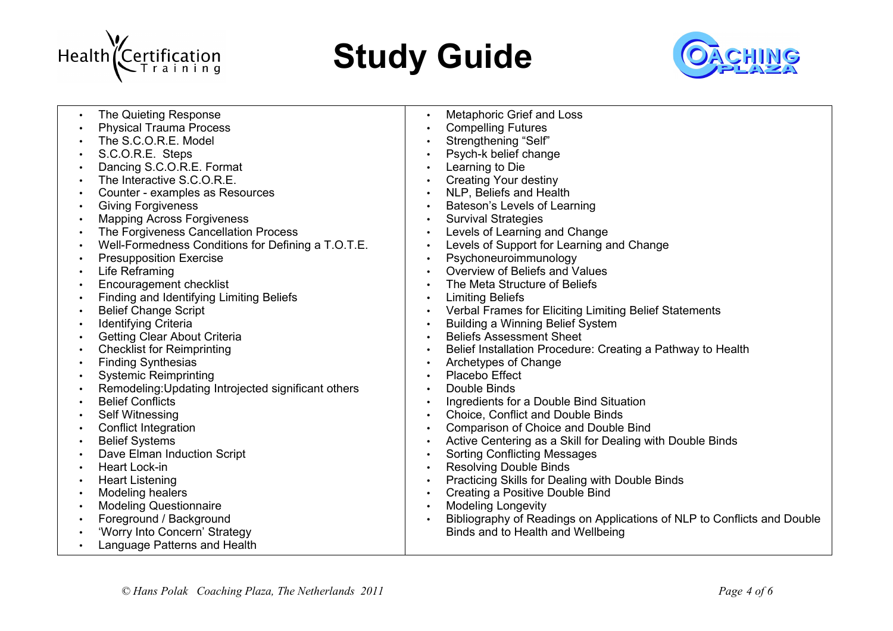# Study Guide

- The Quieting Response
- Physical Trauma Process
- The S.C.O.R.E. Model
- S.C.O.R.E. Steps
- Dancing S.C.O.R.E. Format
- The Interactive S.C.O.R.E.
- Counter - examples as Resources
- Giving Forgiveness
- Mapping Across Forgiveness
- The Forgiveness Cancellation Process
- Well-Formedness Conditions for Defining a T.O.T.E.
- Presupposition Exercise
- Life Reframing
- Encouragement checklist
- Finding and Identifying Limiting Beliefs
- Belief Change Script
- Identifying Criteria
- Getting Clear About Criteria
- Checklist for Reimprinting
- Finding Synthesias
- Systemic Reimprinting
- Remodeling:Updating Introjected significant others
- Belief Conflicts
- Self Witnessing
- Conflict Integration
- Belief Systems
- Dave Elman Induction Script
- Heart Lock-in
- Heart Listening
- Modeling healers
- Modeling Questionnaire
- Foreground / Background
- 'Worry Into Concern' Strategy
- Language Patterns and Health
- Metaphoric Grief and Loss
- Compelling Futures
- Strengthening "Self"
- Psych-k belief change
- Learning to Die
- Creating Your destiny
- NLP, Beliefs and Health
- Bateson's Levels of Learning
- Survival Strategies
- Levels of Learning and Change
- Levels of Support for Learning and Change
- Psychoneuroimmunology
- Overview of Beliefs and Values
- The Meta Structure of Beliefs
- Limiting Beliefs
- Verbal Frames for Eliciting Limiting Belief Statements
- Building a Winning Belief System
- Beliefs Assessment Sheet
- Belief Installation Procedure: Creating a Pathway to Health
- Archetypes of Change
- Placebo Effect
- Double Binds
- Ingredients for a Double Bind Situation
- Choice, Conflict and Double Binds
- Comparison of Choice and Double Bind
- Active Centering as a Skill for Dealing with Double Binds
- Sorting Conflicting Messages
- Resolving Double Binds
- Practicing Skills for Dealing with Double Binds
- Creating a Positive Double Bind
- Modeling Longevity
- Bibliography of Readings on Applications of NLP to Conflicts and Double Binds and to Health and Wellbeing

*© Hans Polak Coaching Plaza, The Netherlands 2011*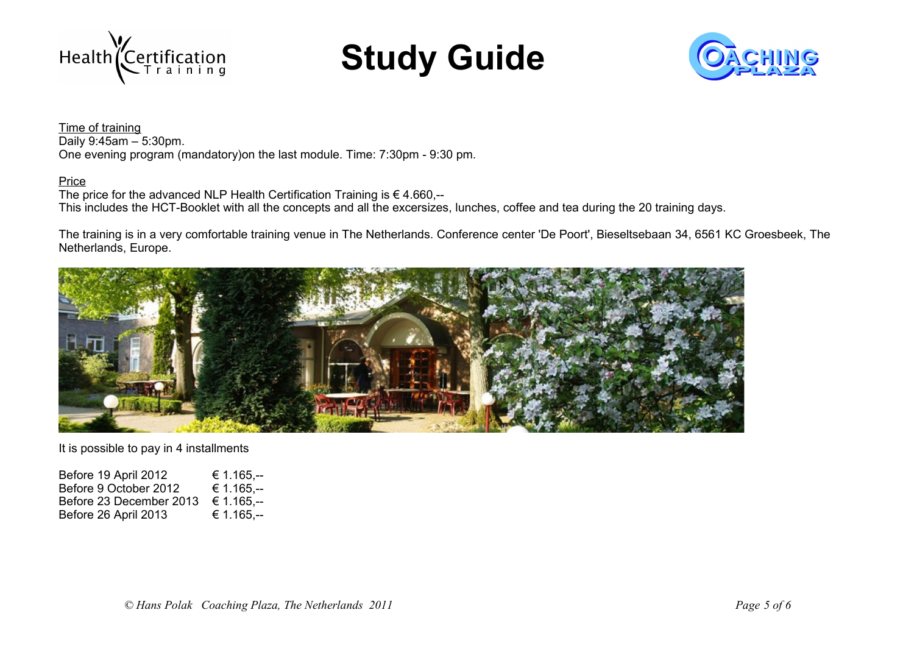# Study Guide

<u>Time of training</u>
Daily 9:45am – 5:30pm.
One evening program (mandatory)on the last module. Time: 7:30pm - 9:30 pm.

<u>Price</u>
The price for the advanced NLP Health Certification Training is € 4.660,--
This includes the HCT-Booklet with all the concepts and all the excersizes, lunches, coffee and tea during the 20 training days.

The training is in a very comfortable training venue in The Netherlands. Conference center 'De Poort', Bieseltsebaan 34, 6561 KC Groesbeek, The Netherlands, Europe.

It is possible to pay in 4 installments

| | |
|---|---|
| Before 19 April 2012 | € 1.165,-- |
| Before 9 October 2012 | € 1.165,-- |
| Before 23 December 2013 | € 1.165,-- |
| Before 26 April 2013 | € 1.165,-- |

*© Hans Polak Coaching Plaza, The Netherlands 2011*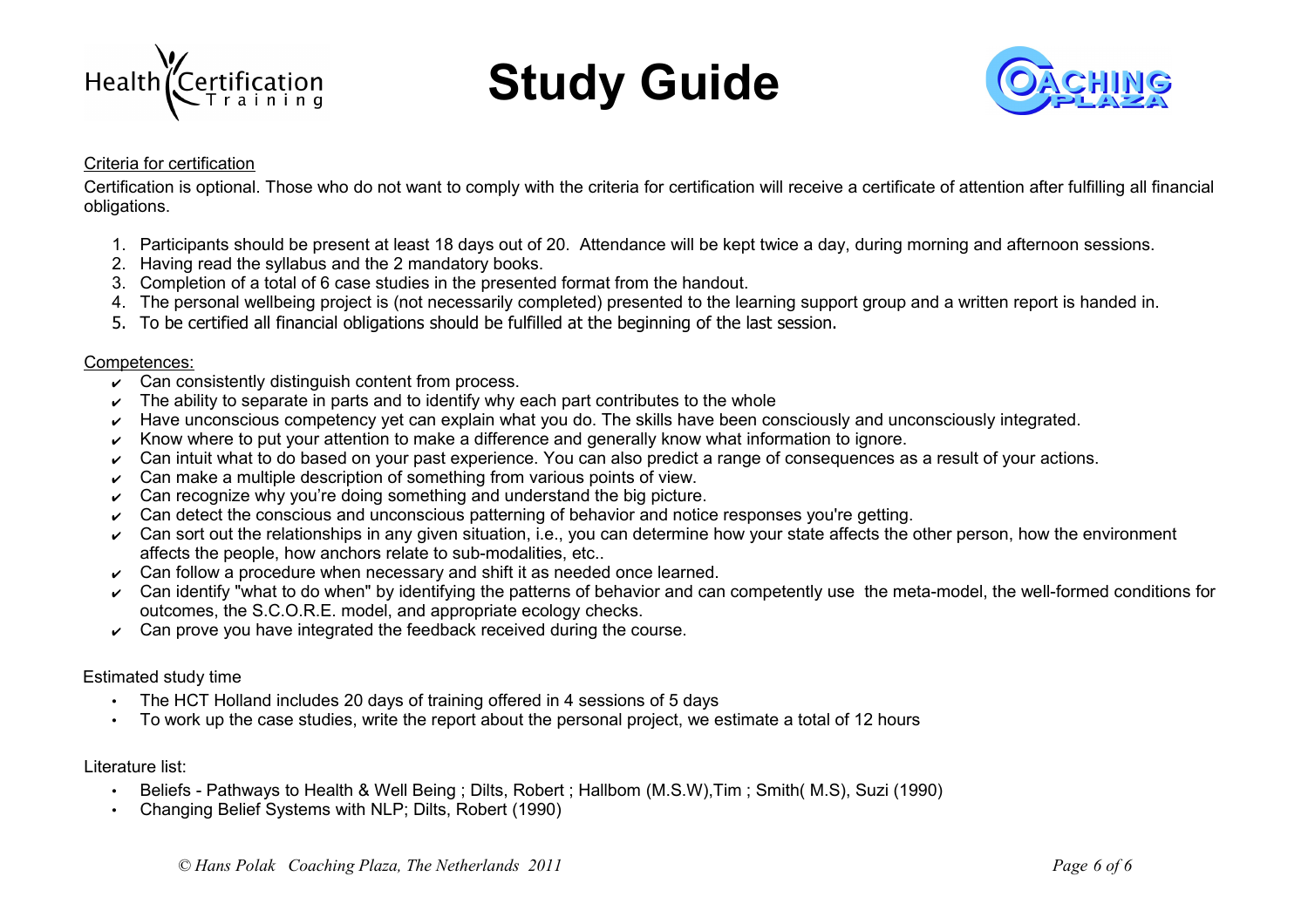# Study Guide

Criteria for certification

Certification is optional. Those who do not want to comply with the criteria for certification will receive a certificate of attention after fulfilling all financial obligations.

1. Participants should be present at least 18 days out of 20. Attendance will be kept twice a day, during morning and afternoon sessions.
2. Having read the syllabus and the 2 mandatory books.
3. Completion of a total of 6 case studies in the presented format from the handout.
4. The personal wellbeing project is (not necessarily completed) presented to the learning support group and a written report is handed in.
5. To be certified all financial obligations should be fulfilled at the beginning of the last session.

Competences:

- ✔ Can consistently distinguish content from process.
- ✔ The ability to separate in parts and to identify why each part contributes to the whole
- ✔ Have unconscious competency yet can explain what you do. The skills have been consciously and unconsciously integrated.
- ✔ Know where to put your attention to make a difference and generally know what information to ignore.
- ✔ Can intuit what to do based on your past experience. You can also predict a range of consequences as a result of your actions.
- ✔ Can make a multiple description of something from various points of view.
- ✔ Can recognize why you're doing something and understand the big picture.
- ✔ Can detect the conscious and unconscious patterning of behavior and notice responses you're getting.
- ✔ Can sort out the relationships in any given situation, i.e., you can determine how your state affects the other person, how the environment affects the people, how anchors relate to sub-modalities, etc..
- ✔ Can follow a procedure when necessary and shift it as needed once learned.
- ✔ Can identify "what to do when" by identifying the patterns of behavior and can competently use the meta-model, the well-formed conditions for outcomes, the S.C.O.R.E. model, and appropriate ecology checks.
- ✔ Can prove you have integrated the feedback received during the course.

Estimated study time

- The HCT Holland includes 20 days of training offered in 4 sessions of 5 days
- To work up the case studies, write the report about the personal project, we estimate a total of 12 hours

Literature list:

- Beliefs - Pathways to Health & Well Being ; Dilts, Robert ; Hallbom (M.S.W),Tim ; Smith( M.S), Suzi (1990)
- Changing Belief Systems with NLP; Dilts, Robert (1990)

*© Hans Polak Coaching Plaza, The Netherlands 2011*